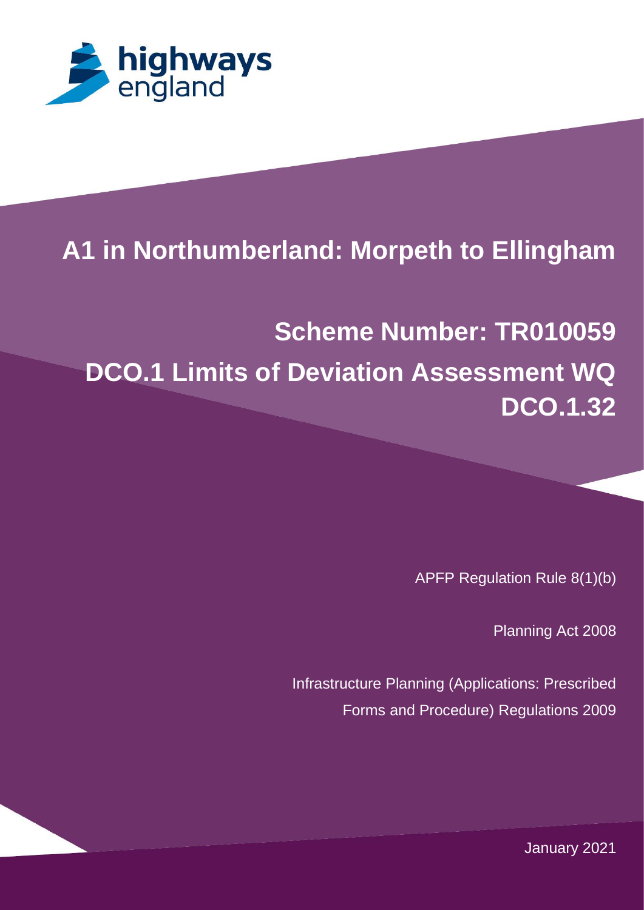highways england

# A1 in Northumberland: Morpeth to Ellingham

## Scheme Number: TR010059

## DCO.1 Limits of Deviation Assessment WQ DCO.1.32

APFP Regulation Rule 8(1)(b)

Planning Act 2008

Infrastructure Planning (Applications: Prescribed Forms and Procedure) Regulations 2009

January 2021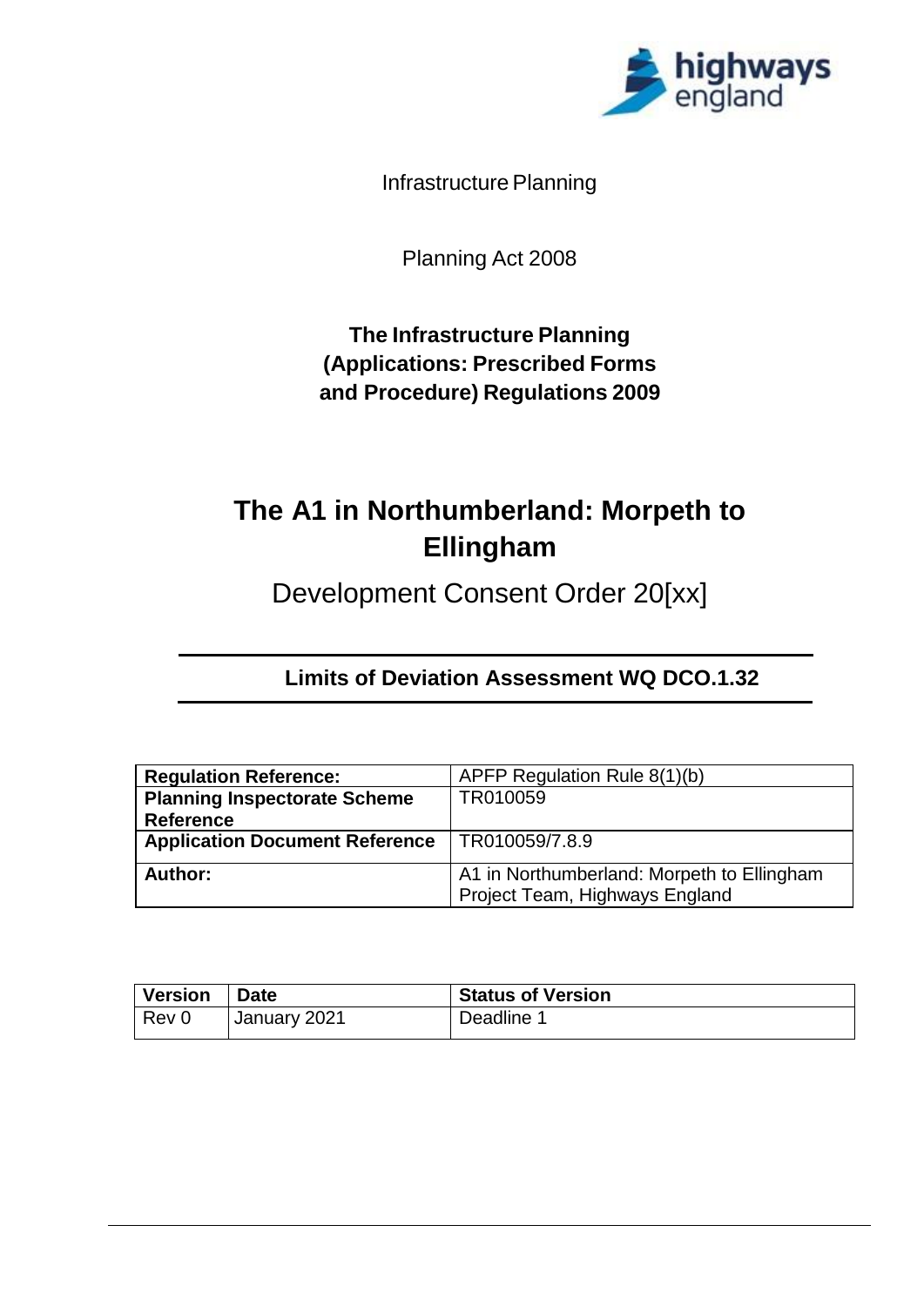Infrastructure Planning

Planning Act 2008

**The Infrastructure Planning (Applications: Prescribed Forms and Procedure) Regulations 2009**

# The A1 in Northumberland: Morpeth to Ellingham

## Development Consent Order 20[xx]

---

**Limits of Deviation Assessment WQ DCO.1.32**

---

| **Regulation Reference:** | APFP Regulation Rule 8(1)(b) |
| --- | --- |
| **Planning Inspectorate Scheme Reference** | TR010059 |
| **Application Document Reference** | TR010059/7.8.9 |
| **Author:** | A1 in Northumberland: Morpeth to Ellingham Project Team, Highways England |

| **Version** | **Date** | **Status of Version** |
| --- | --- | --- |
| Rev 0 | January 2021 | Deadline 1 |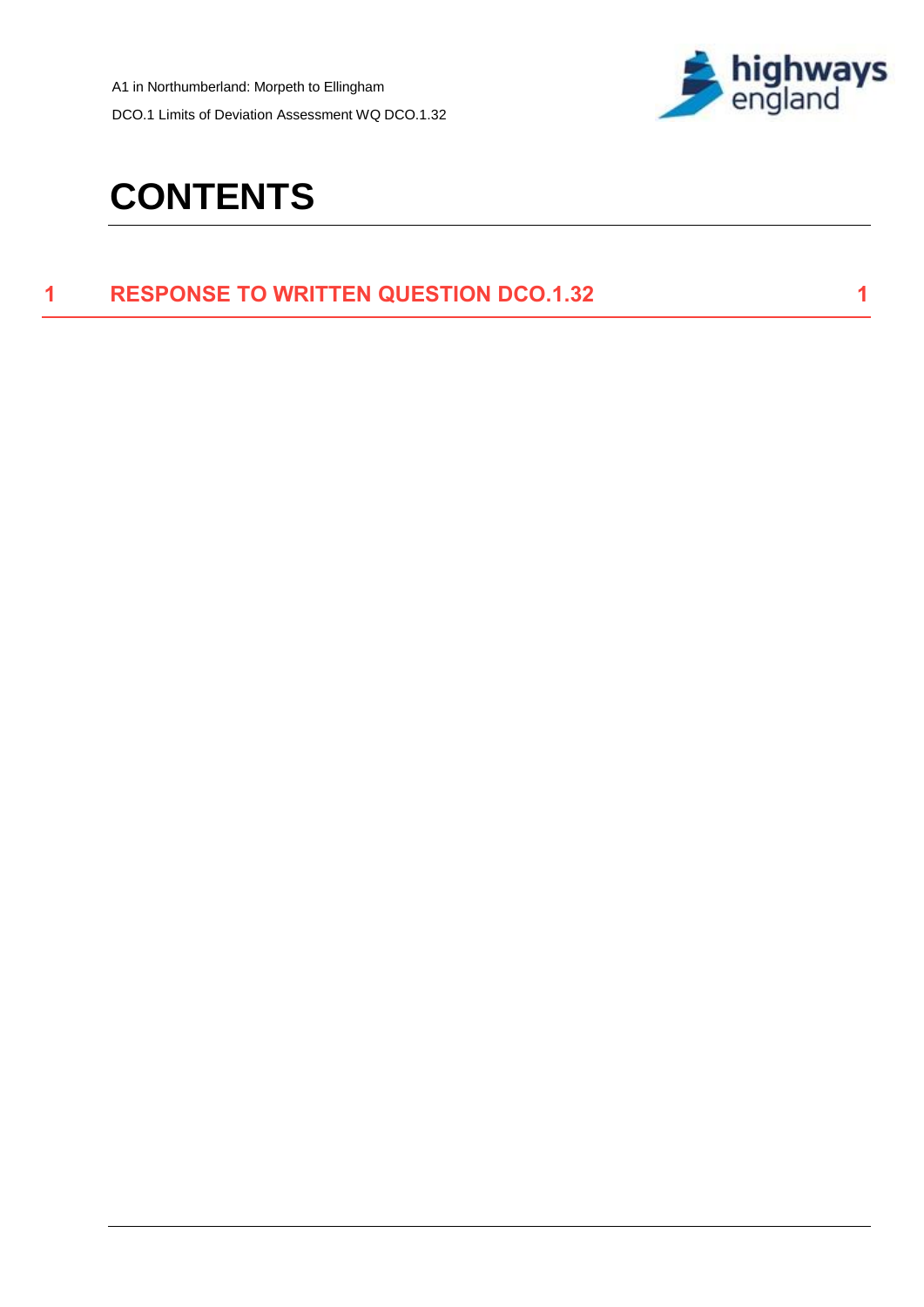# CONTENTS

1 RESPONSE TO WRITTEN QUESTION DCO.1.32 1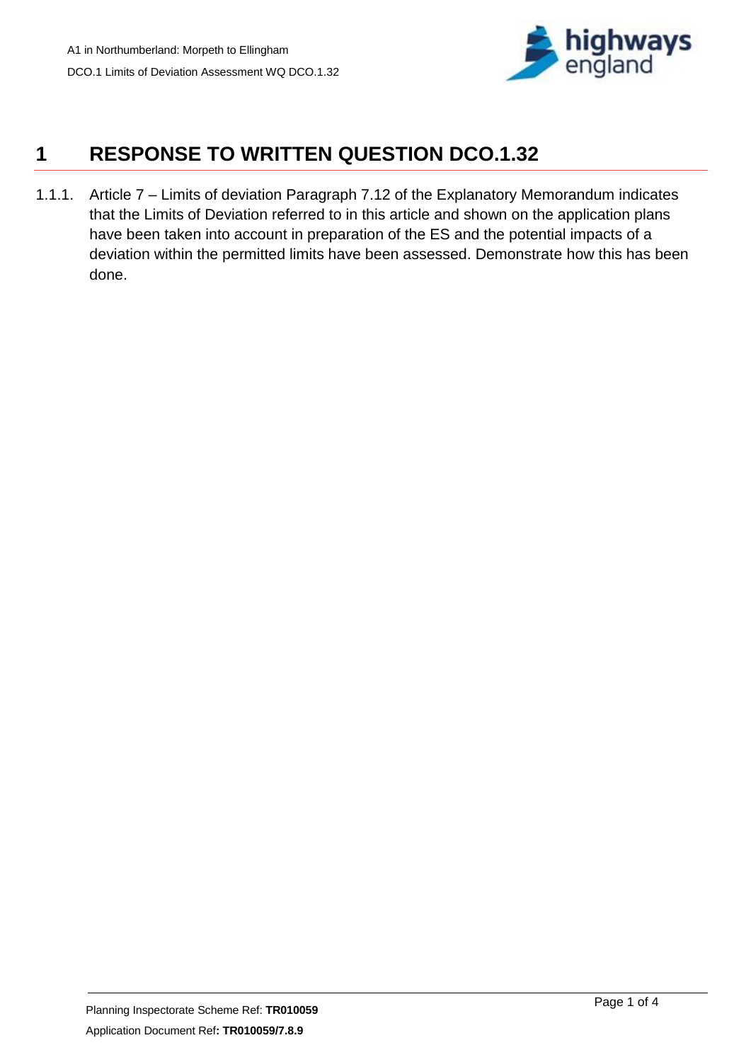# 1 RESPONSE TO WRITTEN QUESTION DCO.1.32

1.1.1. Article 7 – Limits of deviation Paragraph 7.12 of the Explanatory Memorandum indicates that the Limits of Deviation referred to in this article and shown on the application plans have been taken into account in preparation of the ES and the potential impacts of a deviation within the permitted limits have been assessed. Demonstrate how this has been done.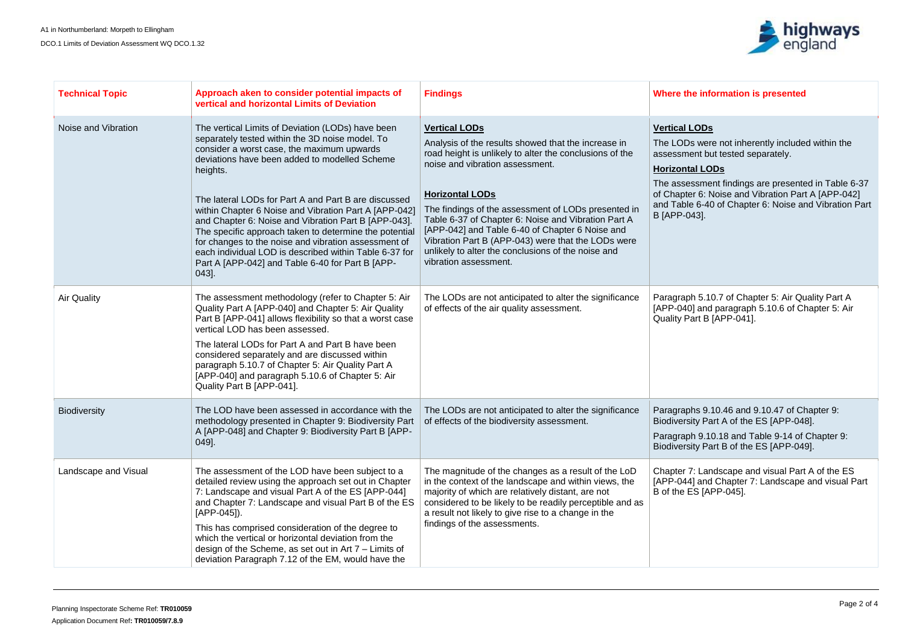| Technical Topic | Approach aken to consider potential impacts of vertical and horizontal Limits of Deviation | Findings | Where the information is presented |
|---|---|---|---|
| Noise and Vibration | The vertical Limits of Deviation (LODs) have been separately tested within the 3D noise model. To consider a worst case, the maximum upwards deviations have been added to modelled Scheme heights.<br><br>The lateral LODs for Part A and Part B are discussed within Chapter 6 Noise and Vibration Part A [APP-042] and Chapter 6: Noise and Vibration Part B [APP-043]. The specific approach taken to determine the potential for changes to the noise and vibration assessment of each individual LOD is described within Table 6-37 for Part A [APP-042] and Table 6-40 for Part B [APP-043]. | **Vertical LODs**<br>Analysis of the results showed that the increase in road height is unlikely to alter the conclusions of the noise and vibration assessment.<br><br>**Horizontal LODs**<br>The findings of the assessment of LODs presented in Table 6-37 of Chapter 6: Noise and Vibration Part A [APP-042] and Table 6-40 of Chapter 6 Noise and Vibration Part B (APP-043) were that the LODs were unlikely to alter the conclusions of the noise and vibration assessment. | **Vertical LODs**<br>The LODs were not inherently included within the assessment but tested separately.<br>**Horizontal LODs**<br>The assessment findings are presented in Table 6-37 of Chapter 6: Noise and Vibration Part A [APP-042] and Table 6-40 of Chapter 6: Noise and Vibration Part B [APP-043]. |
| Air Quality | The assessment methodology (refer to Chapter 5: Air Quality Part A [APP-040] and Chapter 5: Air Quality Part B [APP-041] allows flexibility so that a worst case vertical LOD has been assessed.<br>The lateral LODs for Part A and Part B have been considered separately and are discussed within paragraph 5.10.7 of Chapter 5: Air Quality Part A [APP-040] and paragraph 5.10.6 of Chapter 5: Air Quality Part B [APP-041]. | The LODs are not anticipated to alter the significance of effects of the air quality assessment. | Paragraph 5.10.7 of Chapter 5: Air Quality Part A [APP-040] and paragraph 5.10.6 of Chapter 5: Air Quality Part B [APP-041]. |
| Biodiversity | The LOD have been assessed in accordance with the methodology presented in Chapter 9: Biodiversity Part A [APP-048] and Chapter 9: Biodiversity Part B [APP-049]. | The LODs are not anticipated to alter the significance of effects of the biodiversity assessment. | Paragraphs 9.10.46 and 9.10.47 of Chapter 9: Biodiversity Part A of the ES [APP-048].<br>Paragraph 9.10.18 and Table 9-14 of Chapter 9: Biodiversity Part B of the ES [APP-049]. |
| Landscape and Visual | The assessment of the LOD have been subject to a detailed review using the approach set out in Chapter 7: Landscape and visual Part A of the ES [APP-044] and Chapter 7: Landscape and visual Part B of the ES [APP-045]).<br>This has comprised consideration of the degree to which the vertical or horizontal deviation from the design of the Scheme, as set out in Art 7 – Limits of deviation Paragraph 7.12 of the EM, would have the | The magnitude of the changes as a result of the LoD in the context of the landscape and within views, the majority of which are relatively distant, are not considered to be likely to be readily perceptible and as a result not likely to give rise to a change in the findings of the assessments. | Chapter 7: Landscape and visual Part A of the ES [APP-044] and Chapter 7: Landscape and visual Part B of the ES [APP-045]. |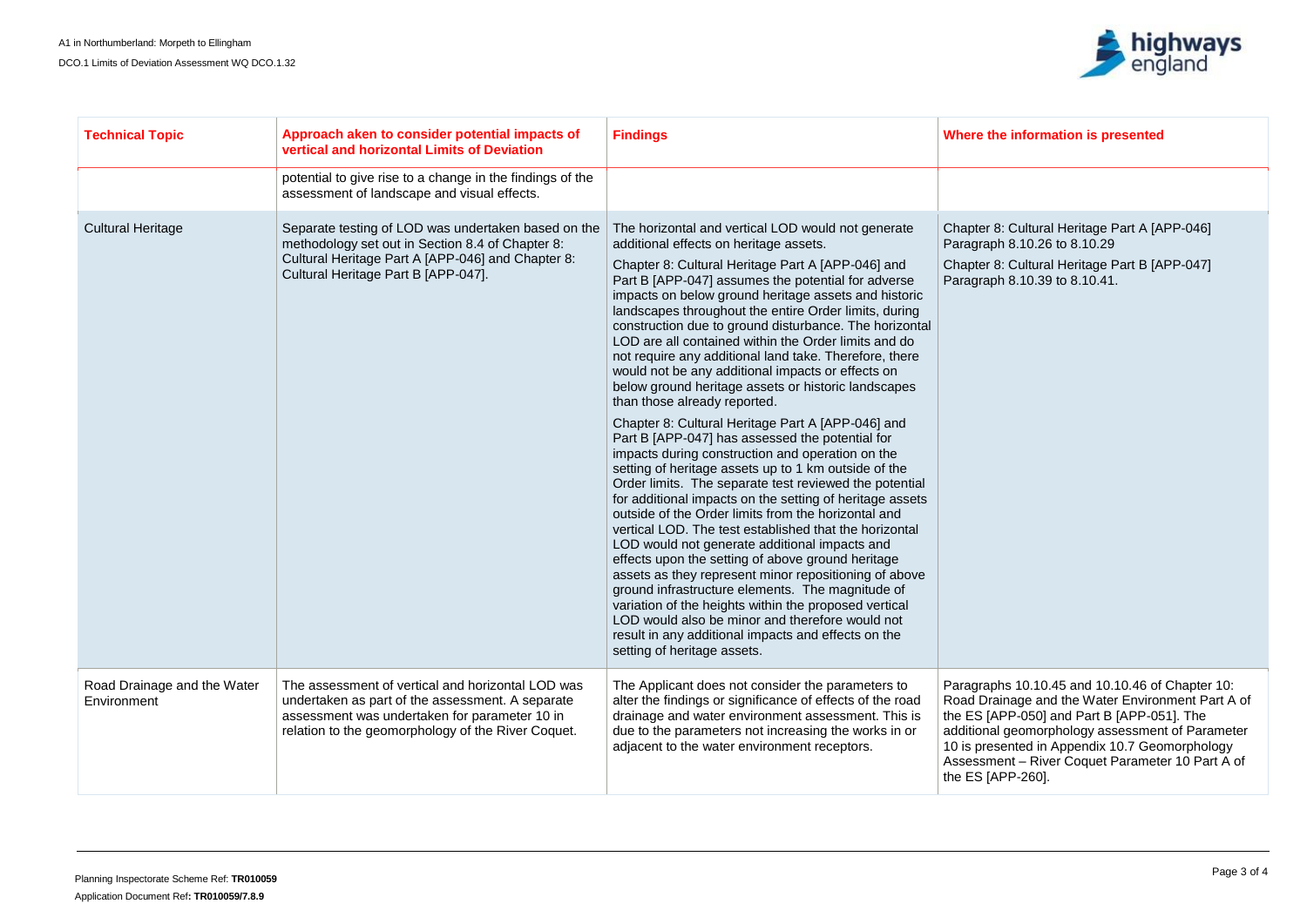| Technical Topic | Approach aken to consider potential impacts of vertical and horizontal Limits of Deviation | Findings | Where the information is presented |
|---|---|---|---|
| | potential to give rise to a change in the findings of the assessment of landscape and visual effects. | | |
| Cultural Heritage | Separate testing of LOD was undertaken based on the methodology set out in Section 8.4 of Chapter 8: Cultural Heritage Part A [APP-046] and Chapter 8: Cultural Heritage Part B [APP-047]. | The horizontal and vertical LOD would not generate additional effects on heritage assets.<br><br>Chapter 8: Cultural Heritage Part A [APP-046] and Part B [APP-047] assumes the potential for adverse impacts on below ground heritage assets and historic landscapes throughout the entire Order limits, during construction due to ground disturbance. The horizontal LOD are all contained within the Order limits and do not require any additional land take. Therefore, there would not be any additional impacts or effects on below ground heritage assets or historic landscapes than those already reported.<br><br>Chapter 8: Cultural Heritage Part A [APP-046] and Part B [APP-047] has assessed the potential for impacts during construction and operation on the setting of heritage assets up to 1 km outside of the Order limits. The separate test reviewed the potential for additional impacts on the setting of heritage assets outside of the Order limits from the horizontal and vertical LOD. The test established that the horizontal LOD would not generate additional impacts and effects upon the setting of above ground heritage assets as they represent minor repositioning of above ground infrastructure elements. The magnitude of variation of the heights within the proposed vertical LOD would also be minor and therefore would not result in any additional impacts and effects on the setting of heritage assets. | Chapter 8: Cultural Heritage Part A [APP-046] Paragraph 8.10.26 to 8.10.29<br><br>Chapter 8: Cultural Heritage Part B [APP-047] Paragraph 8.10.39 to 8.10.41. |
| Road Drainage and the Water Environment | The assessment of vertical and horizontal LOD was undertaken as part of the assessment. A separate assessment was undertaken for parameter 10 in relation to the geomorphology of the River Coquet. | The Applicant does not consider the parameters to alter the findings or significance of effects of the road drainage and water environment assessment. This is due to the parameters not increasing the works in or adjacent to the water environment receptors. | Paragraphs 10.10.45 and 10.10.46 of Chapter 10: Road Drainage and the Water Environment Part A of the ES [APP-050] and Part B [APP-051]. The additional geomorphology assessment of Parameter 10 is presented in Appendix 10.7 Geomorphology Assessment – River Coquet Parameter 10 Part A of the ES [APP-260]. |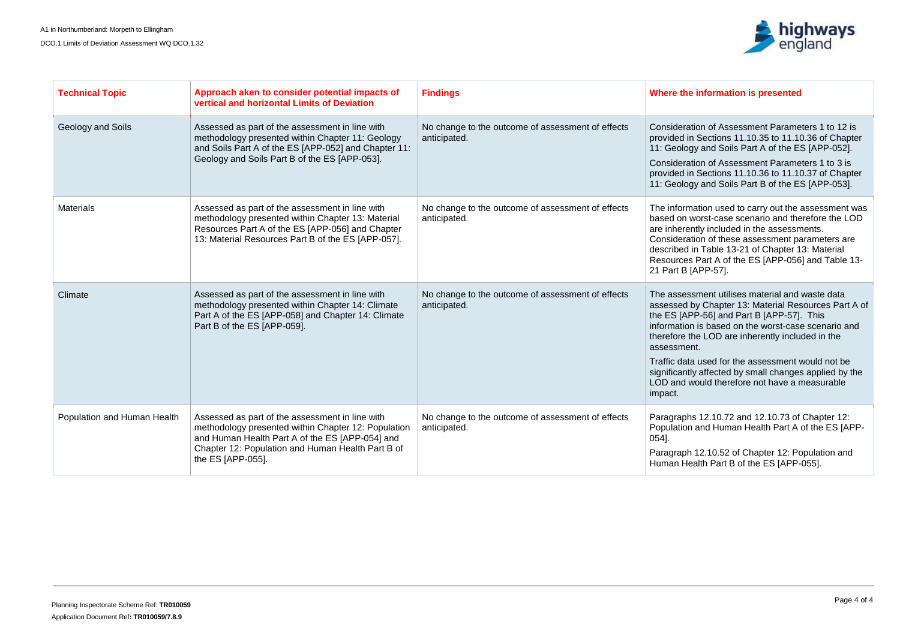| Technical Topic | Approach aken to consider potential impacts of vertical and horizontal Limits of Deviation | Findings | Where the information is presented |
|---|---|---|---|
| Geology and Soils | Assessed as part of the assessment in line with methodology presented within Chapter 11: Geology and Soils Part A of the ES [APP-052] and Chapter 11: Geology and Soils Part B of the ES [APP-053]. | No change to the outcome of assessment of effects anticipated. | Consideration of Assessment Parameters 1 to 12 is provided in Sections 11.10.35 to 11.10.36 of Chapter 11: Geology and Soils Part A of the ES [APP-052]. Consideration of Assessment Parameters 1 to 3 is provided in Sections 11.10.36 to 11.10.37 of Chapter 11: Geology and Soils Part B of the ES [APP-053]. |
| Materials | Assessed as part of the assessment in line with methodology presented within Chapter 13: Material Resources Part A of the ES [APP-056] and Chapter 13: Material Resources Part B of the ES [APP-057]. | No change to the outcome of assessment of effects anticipated. | The information used to carry out the assessment was based on worst-case scenario and therefore the LOD are inherently included in the assessments. Consideration of these assessment parameters are described in Table 13-21 of Chapter 13: Material Resources Part A of the ES [APP-056] and Table 13-21 Part B [APP-57]. |
| Climate | Assessed as part of the assessment in line with methodology presented within Chapter 14: Climate Part A of the ES [APP-058] and Chapter 14: Climate Part B of the ES [APP-059]. | No change to the outcome of assessment of effects anticipated. | The assessment utilises material and waste data assessed by Chapter 13: Material Resources Part A of the ES [APP-56] and Part B [APP-57]. This information is based on the worst-case scenario and therefore the LOD are inherently included in the assessment. Traffic data used for the assessment would not be significantly affected by small changes applied by the LOD and would therefore not have a measurable impact. |
| Population and Human Health | Assessed as part of the assessment in line with methodology presented within Chapter 12: Population and Human Health Part A of the ES [APP-054] and Chapter 12: Population and Human Health Part B of the ES [APP-055]. | No change to the outcome of assessment of effects anticipated. | Paragraphs 12.10.72 and 12.10.73 of Chapter 12: Population and Human Health Part A of the ES [APP-054]. Paragraph 12.10.52 of Chapter 12: Population and Human Health Part B of the ES [APP-055]. |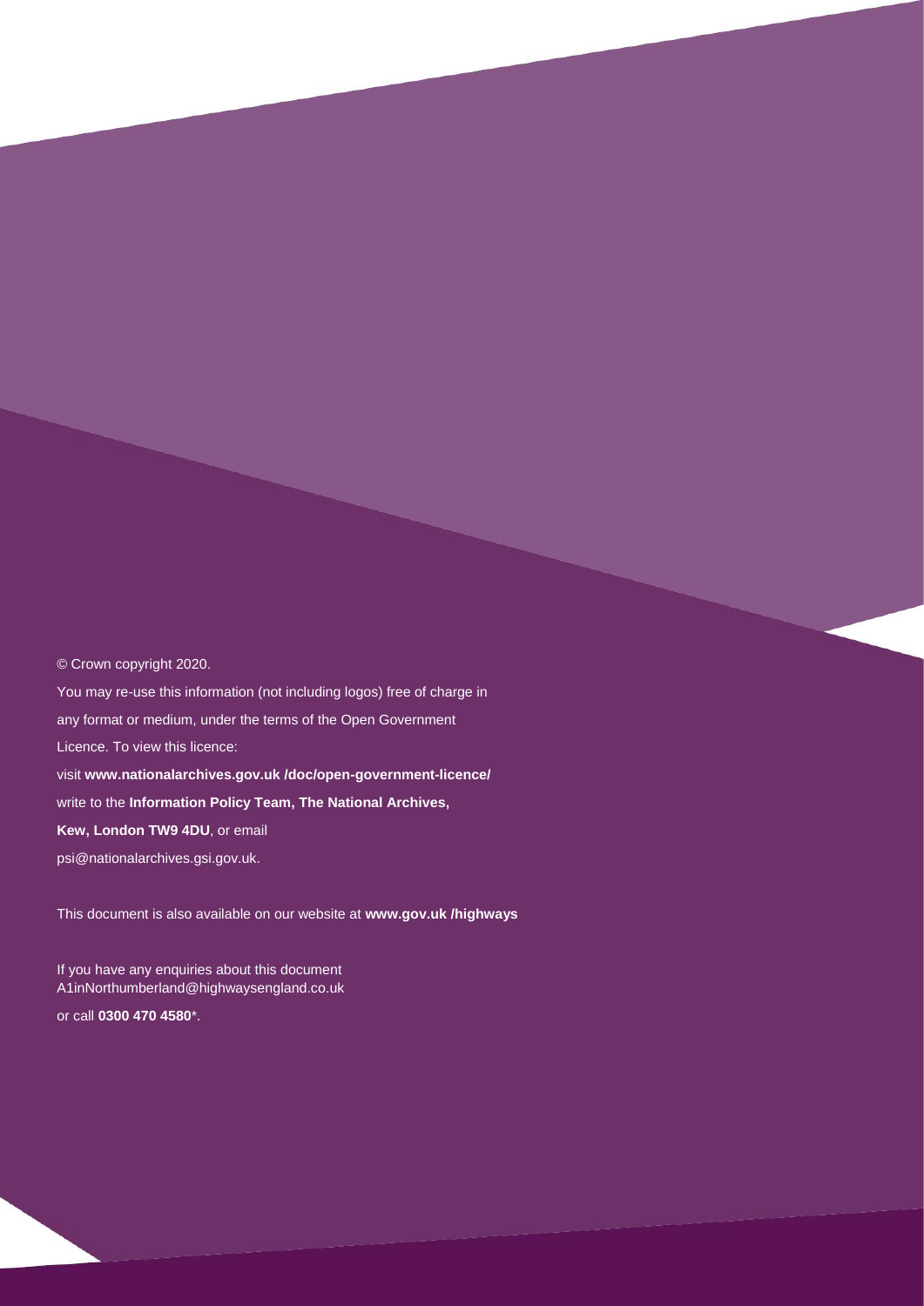© Crown copyright 2020.

You may re-use this information (not including logos) free of charge in any format or medium, under the terms of the Open Government Licence. To view this licence:

visit **www.nationalarchives.gov.uk /doc/open-government-licence/**

write to the **Information Policy Team, The National Archives, Kew, London TW9 4DU**, or email psi@nationalarchives.gsi.gov.uk.

This document is also available on our website at **www.gov.uk /highways**

If you have any enquiries about this document A1inNorthumberland@highwaysengland.co.uk

or call **0300 470 4580***.